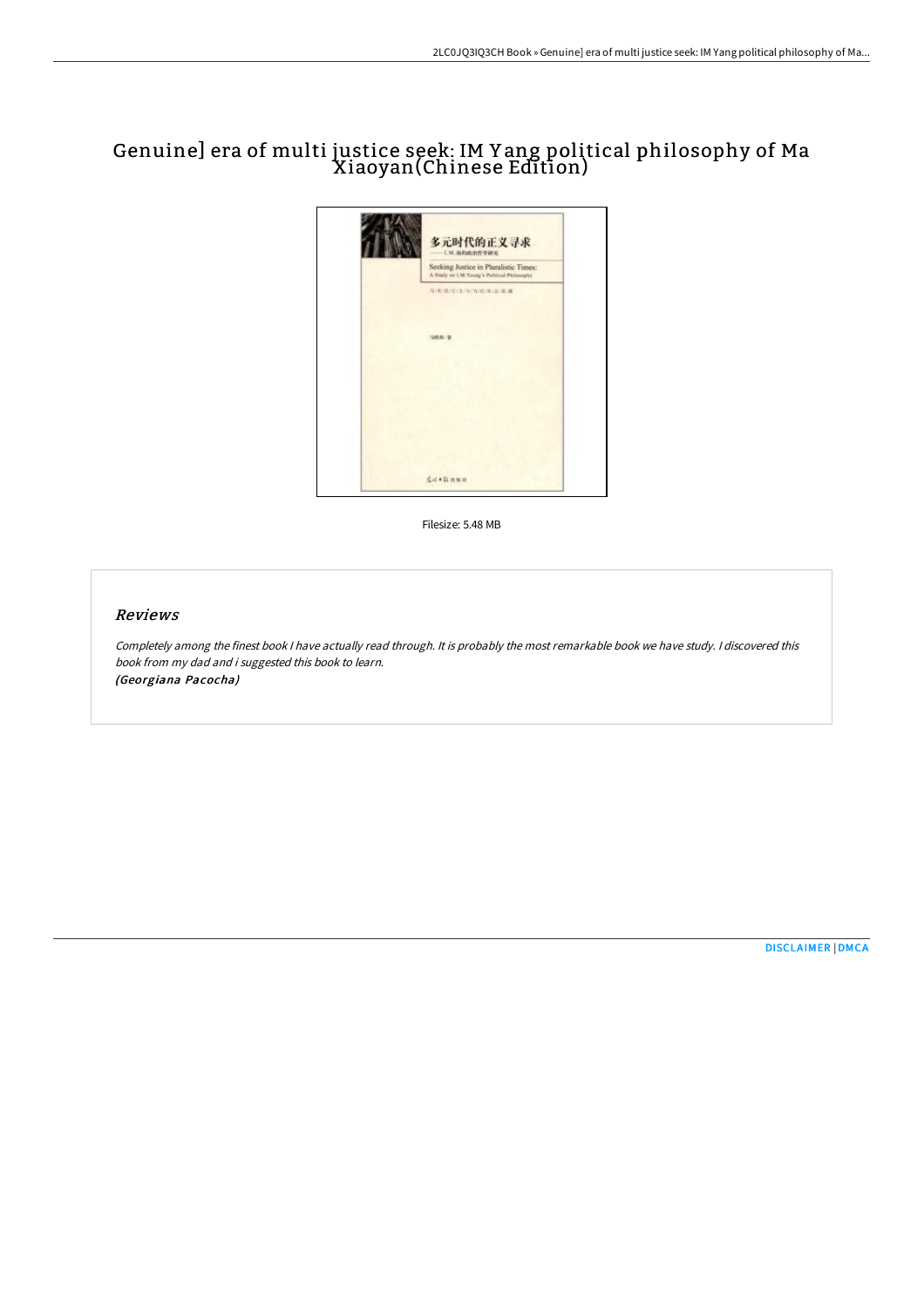# Genuine] era of multi justice seek: IM Yang political philosophy of Ma Xiaoyan(Chinese Edition)

Filesize: 5.48 MB

## Reviews

*Completely among the finest book I have actually read through. It is probably the most remarkable book we have study. I discovered this book from my dad and i suggested this book to learn.*
*(Georgiana Pacocha)*

[DISCLAIMER](#) | [DMCA](#)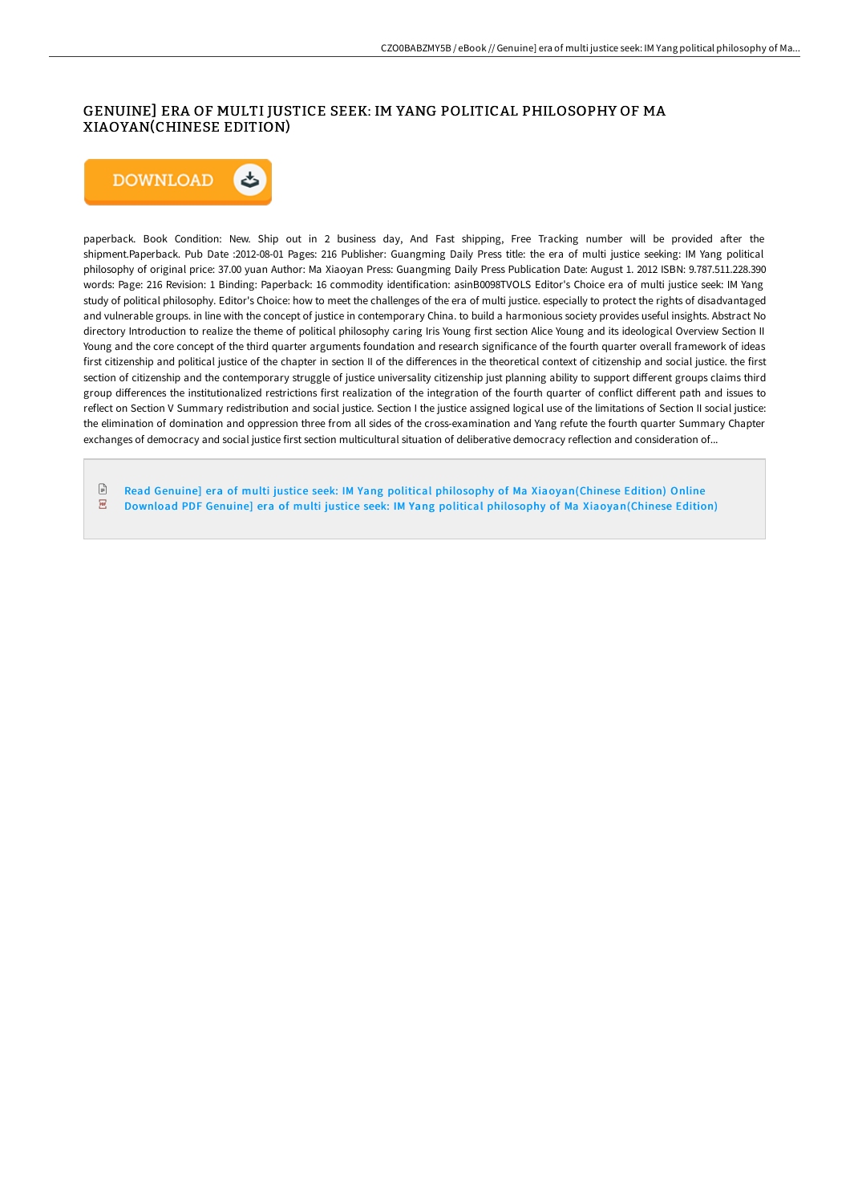# GENUINE] ERA OF MULTI JUSTICE SEEK: IM YANG POLITICAL PHILOSOPHY OF MA XIAOYAN(CHINESE EDITION)

paperback. Book Condition: New. Ship out in 2 business day, And Fast shipping, Free Tracking number will be provided after the shipment.Paperback. Pub Date :2012-08-01 Pages: 216 Publisher: Guangming Daily Press title: the era of multi justice seeking: IM Yang political philosophy of original price: 37.00 yuan Author: Ma Xiaoyan Press: Guangming Daily Press Publication Date: August 1. 2012 ISBN: 9.787.511.228.390 words: Page: 216 Revision: 1 Binding: Paperback: 16 commodity identification: asinB0098TVOLS Editor's Choice era of multi justice seek: IM Yang study of political philosophy. Editor's Choice: how to meet the challenges of the era of multi justice. especially to protect the rights of disadvantaged and vulnerable groups. in line with the concept of justice in contemporary China. to build a harmonious society provides useful insights. Abstract No directory Introduction to realize the theme of political philosophy caring Iris Young first section Alice Young and its ideological Overview Section II Young and the core concept of the third quarter arguments foundation and research significance of the fourth quarter overall framework of ideas first citizenship and political justice of the chapter in section II of the differences in the theoretical context of citizenship and social justice. the first section of citizenship and the contemporary struggle of justice universality citizenship just planning ability to support different groups claims third group differences the institutionalized restrictions first realization of the integration of the fourth quarter of conflict different path and issues to reflect on Section V Summary redistribution and social justice. Section I the justice assigned logical use of the limitations of Section II social justice: the elimination of domination and oppression three from all sides of the cross-examination and Yang refute the fourth quarter Summary Chapter exchanges of democracy and social justice first section multicultural situation of deliberative democracy reflection and consideration of...

- Read Genuine] era of multi justice seek: IM Yang political philosophy of Ma Xiaoyan(Chinese Edition) Online
- Download PDF Genuine] era of multi justice seek: IM Yang political philosophy of Ma Xiaoyan(Chinese Edition)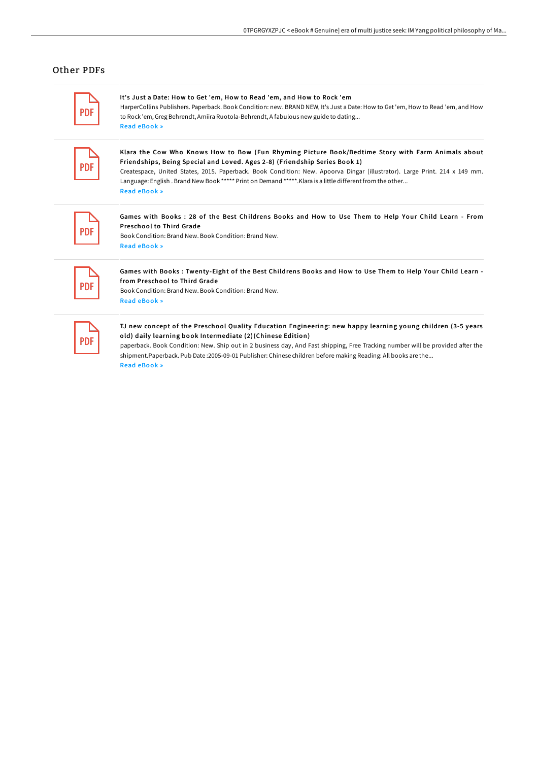## Other PDFs

**It's Just a Date: How to Get 'em, How to Read 'em, and How to Rock 'em**

HarperCollins Publishers. Paperback. Book Condition: new. BRAND NEW, It's Just a Date: How to Get 'em, How to Read 'em, and How to Rock 'em, Greg Behrendt, Amiira Ruotola-Behrendt, A fabulous new guide to dating...

Read eBook »

**Klara the Cow Who Knows How to Bow (Fun Rhyming Picture Book/Bedtime Story with Farm Animals about Friendships, Being Special and Loved. Ages 2-8) (Friendship Series Book 1)**

Createspace, United States, 2015. Paperback. Book Condition: New. Apoorva Dingar (illustrator). Large Print. 214 x 149 mm. Language: English . Brand New Book ***** Print on Demand *****.Klara is a little different from the other...

Read eBook »

**Games with Books : 28 of the Best Childrens Books and How to Use Them to Help Your Child Learn - From Preschool to Third Grade**

Book Condition: Brand New. Book Condition: Brand New.

Read eBook »

**Games with Books : Twenty-Eight of the Best Childrens Books and How to Use Them to Help Your Child Learn - from Preschool to Third Grade**

Book Condition: Brand New. Book Condition: Brand New.

Read eBook »

**TJ new concept of the Preschool Quality Education Engineering: new happy learning young children (3-5 years old) daily learning book Intermediate (2)(Chinese Edition)**

paperback. Book Condition: New. Ship out in 2 business day, And Fast shipping, Free Tracking number will be provided after the shipment.Paperback. Pub Date :2005-09-01 Publisher: Chinese children before making Reading: All books are the...

Read eBook »